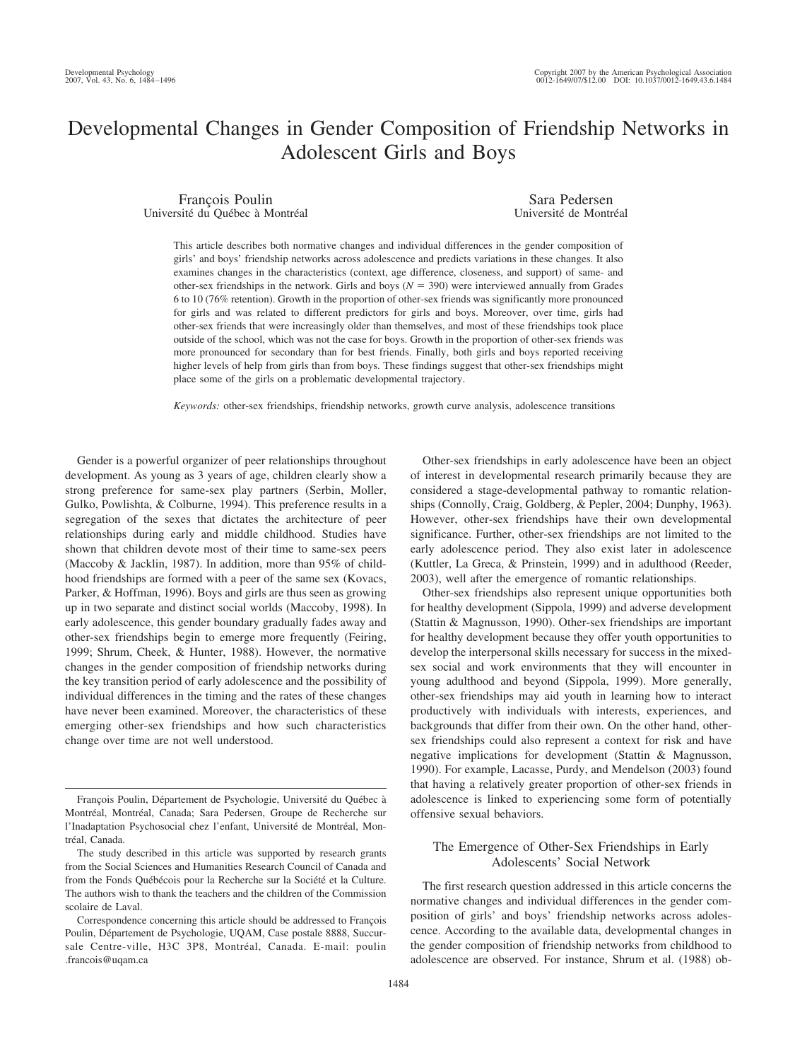# Developmental Changes in Gender Composition of Friendship Networks in Adolescent Girls and Boys

François Poulin
Université du Québec à Montréal

Sara Pedersen
Université de Montréal

This article describes both normative changes and individual differences in the gender composition of girls' and boys' friendship networks across adolescence and predicts variations in these changes. It also examines changes in the characteristics (context, age difference, closeness, and support) of same- and other-sex friendships in the network. Girls and boys ($N$ = 390) were interviewed annually from Grades 6 to 10 (76% retention). Growth in the proportion of other-sex friends was significantly more pronounced for girls and was related to different predictors for girls and boys. Moreover, over time, girls had other-sex friends that were increasingly older than themselves, and most of these friendships took place outside of the school, which was not the case for boys. Growth in the proportion of other-sex friends was more pronounced for secondary than for best friends. Finally, both girls and boys reported receiving higher levels of help from girls than from boys. These findings suggest that other-sex friendships might place some of the girls on a problematic developmental trajectory.

*Keywords:* other-sex friendships, friendship networks, growth curve analysis, adolescence transitions

Gender is a powerful organizer of peer relationships throughout development. As young as 3 years of age, children clearly show a strong preference for same-sex play partners (Serbin, Moller, Gulko, Powlishta, & Colburne, 1994). This preference results in a segregation of the sexes that dictates the architecture of peer relationships during early and middle childhood. Studies have shown that children devote most of their time to same-sex peers (Maccoby & Jacklin, 1987). In addition, more than 95% of childhood friendships are formed with a peer of the same sex (Kovacs, Parker, & Hoffman, 1996). Boys and girls are thus seen as growing up in two separate and distinct social worlds (Maccoby, 1998). In early adolescence, this gender boundary gradually fades away and other-sex friendships begin to emerge more frequently (Feiring, 1999; Shrum, Cheek, & Hunter, 1988). However, the normative changes in the gender composition of friendship networks during the key transition period of early adolescence and the possibility of individual differences in the timing and the rates of these changes have never been examined. Moreover, the characteristics of these emerging other-sex friendships and how such characteristics change over time are not well understood.

Other-sex friendships in early adolescence have been an object of interest in developmental research primarily because they are considered a stage-developmental pathway to romantic relationships (Connolly, Craig, Goldberg, & Pepler, 2004; Dunphy, 1963). However, other-sex friendships have their own developmental significance. Further, other-sex friendships are not limited to the early adolescence period. They also exist later in adolescence (Kuttler, La Greca, & Prinstein, 1999) and in adulthood (Reeder, 2003), well after the emergence of romantic relationships.

Other-sex friendships also represent unique opportunities both for healthy development (Sippola, 1999) and adverse development (Stattin & Magnusson, 1990). Other-sex friendships are important for healthy development because they offer youth opportunities to develop the interpersonal skills necessary for success in the mixed-sex social and work environments that they will encounter in young adulthood and beyond (Sippola, 1999). More generally, other-sex friendships may aid youth in learning how to interact productively with individuals with interests, experiences, and backgrounds that differ from their own. On the other hand, other-sex friendships could also represent a context for risk and have negative implications for development (Stattin & Magnusson, 1990). For example, Lacasse, Purdy, and Mendelson (2003) found that having a relatively greater proportion of other-sex friends in adolescence is linked to experiencing some form of potentially offensive sexual behaviors.

## The Emergence of Other-Sex Friendships in Early Adolescents' Social Network

The first research question addressed in this article concerns the normative changes and individual differences in the gender composition of girls' and boys' friendship networks across adolescence. According to the available data, developmental changes in the gender composition of friendship networks from childhood to adolescence are observed. For instance, Shrum et al. (1988) ob-

---

François Poulin, Département de Psychologie, Université du Québec à Montréal, Montréal, Canada; Sara Pedersen, Groupe de Recherche sur l'Inadaptation Psychosocial chez l'enfant, Université de Montréal, Montréal, Canada.

The study described in this article was supported by research grants from the Social Sciences and Humanities Research Council of Canada and from the Fonds Québécois pour la Recherche sur la Société et la Culture. The authors wish to thank the teachers and the children of the Commission scolaire de Laval.

Correspondence concerning this article should be addressed to François Poulin, Département de Psychologie, UQAM, Case postale 8888, Succursale Centre-ville, H3C 3P8, Montréal, Canada. E-mail: poulin.francois@uqam.ca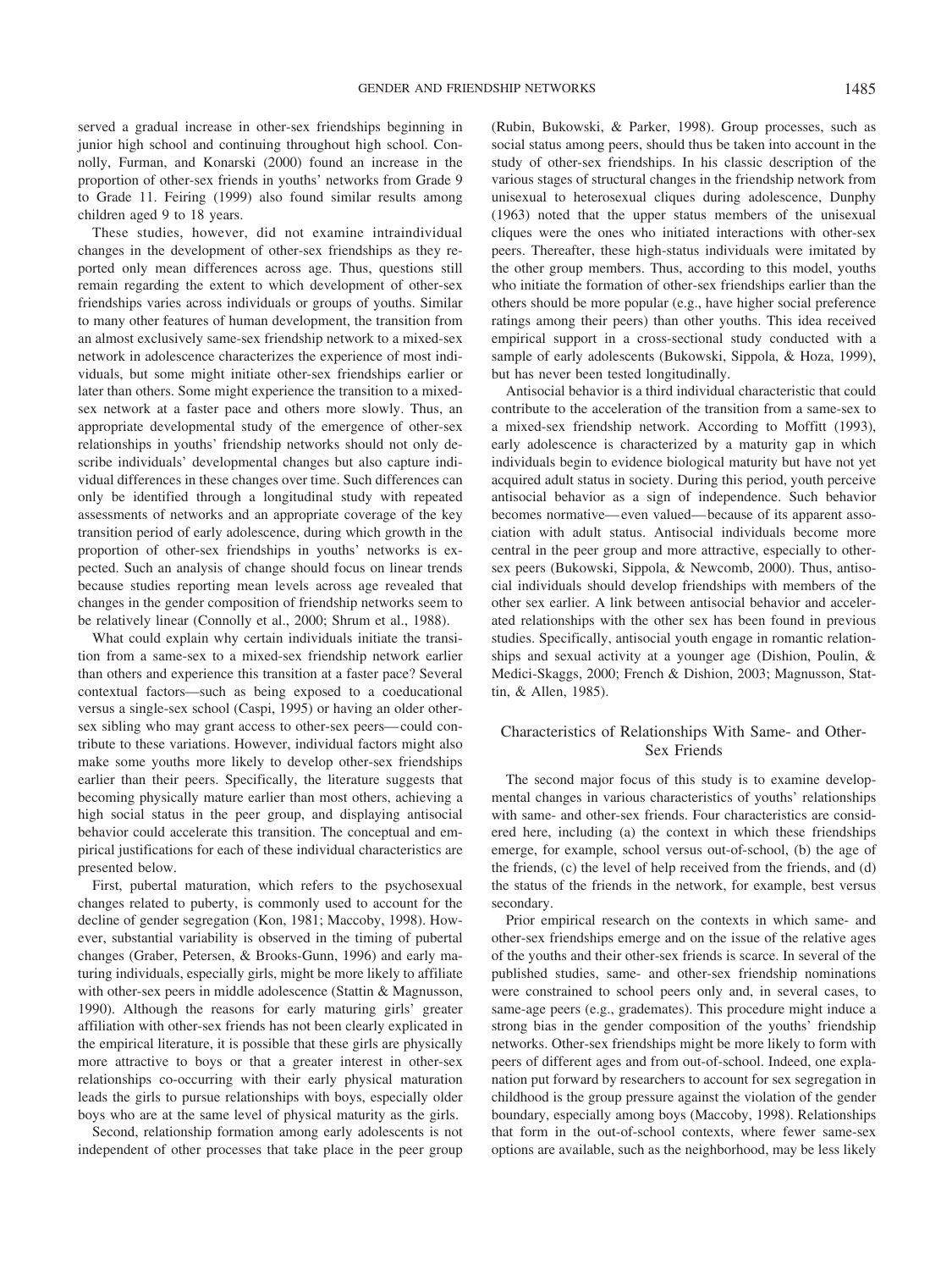served a gradual increase in other-sex friendships beginning in junior high school and continuing throughout high school. Connolly, Furman, and Konarski (2000) found an increase in the proportion of other-sex friends in youths' networks from Grade 9 to Grade 11. Feiring (1999) also found similar results among children aged 9 to 18 years.

These studies, however, did not examine intraindividual changes in the development of other-sex friendships as they reported only mean differences across age. Thus, questions still remain regarding the extent to which development of other-sex friendships varies across individuals or groups of youths. Similar to many other features of human development, the transition from an almost exclusively same-sex friendship network to a mixed-sex network in adolescence characterizes the experience of most individuals, but some might initiate other-sex friendships earlier or later than others. Some might experience the transition to a mixed-sex network at a faster pace and others more slowly. Thus, an appropriate developmental study of the emergence of other-sex relationships in youths' friendship networks should not only describe individuals' developmental changes but also capture individual differences in these changes over time. Such differences can only be identified through a longitudinal study with repeated assessments of networks and an appropriate coverage of the key transition period of early adolescence, during which growth in the proportion of other-sex friendships in youths' networks is expected. Such an analysis of change should focus on linear trends because studies reporting mean levels across age revealed that changes in the gender composition of friendship networks seem to be relatively linear (Connolly et al., 2000; Shrum et al., 1988).

What could explain why certain individuals initiate the transition from a same-sex to a mixed-sex friendship network earlier than others and experience this transition at a faster pace? Several contextual factors—such as being exposed to a coeducational versus a single-sex school (Caspi, 1995) or having an older other-sex sibling who may grant access to other-sex peers—could contribute to these variations. However, individual factors might also make some youths more likely to develop other-sex friendships earlier than their peers. Specifically, the literature suggests that becoming physically mature earlier than most others, achieving a high social status in the peer group, and displaying antisocial behavior could accelerate this transition. The conceptual and empirical justifications for each of these individual characteristics are presented below.

First, pubertal maturation, which refers to the psychosexual changes related to puberty, is commonly used to account for the decline of gender segregation (Kon, 1981; Maccoby, 1998). However, substantial variability is observed in the timing of pubertal changes (Graber, Petersen, & Brooks-Gunn, 1996) and early maturing individuals, especially girls, might be more likely to affiliate with other-sex peers in middle adolescence (Stattin & Magnusson, 1990). Although the reasons for early maturing girls' greater affiliation with other-sex friends has not been clearly explicated in the empirical literature, it is possible that these girls are physically more attractive to boys or that a greater interest in other-sex relationships co-occurring with their early physical maturation leads the girls to pursue relationships with boys, especially older boys who are at the same level of physical maturity as the girls.

Second, relationship formation among early adolescents is not independent of other processes that take place in the peer group (Rubin, Bukowski, & Parker, 1998). Group processes, such as social status among peers, should thus be taken into account in the study of other-sex friendships. In his classic description of the various stages of structural changes in the friendship network from unisexual to heterosexual cliques during adolescence, Dunphy (1963) noted that the upper status members of the unisexual cliques were the ones who initiated interactions with other-sex peers. Thereafter, these high-status individuals were imitated by the other group members. Thus, according to this model, youths who initiate the formation of other-sex friendships earlier than the others should be more popular (e.g., have higher social preference ratings among their peers) than other youths. This idea received empirical support in a cross-sectional study conducted with a sample of early adolescents (Bukowski, Sippola, & Hoza, 1999), but has never been tested longitudinally.

Antisocial behavior is a third individual characteristic that could contribute to the acceleration of the transition from a same-sex to a mixed-sex friendship network. According to Moffitt (1993), early adolescence is characterized by a maturity gap in which individuals begin to evidence biological maturity but have not yet acquired adult status in society. During this period, youth perceive antisocial behavior as a sign of independence. Such behavior becomes normative—even valued—because of its apparent association with adult status. Antisocial individuals become more central in the peer group and more attractive, especially to other-sex peers (Bukowski, Sippola, & Newcomb, 2000). Thus, antisocial individuals should develop friendships with members of the other sex earlier. A link between antisocial behavior and accelerated relationships with the other sex has been found in previous studies. Specifically, antisocial youth engage in romantic relationships and sexual activity at a younger age (Dishion, Poulin, & Medici-Skaggs, 2000; French & Dishion, 2003; Magnusson, Stattin, & Allen, 1985).

## Characteristics of Relationships With Same- and Other-Sex Friends

The second major focus of this study is to examine developmental changes in various characteristics of youths' relationships with same- and other-sex friends. Four characteristics are considered here, including (a) the context in which these friendships emerge, for example, school versus out-of-school, (b) the age of the friends, (c) the level of help received from the friends, and (d) the status of the friends in the network, for example, best versus secondary.

Prior empirical research on the contexts in which same- and other-sex friendships emerge and on the issue of the relative ages of the youths and their other-sex friends is scarce. In several of the published studies, same- and other-sex friendship nominations were constrained to school peers only and, in several cases, to same-age peers (e.g., grademates). This procedure might induce a strong bias in the gender composition of the youths' friendship networks. Other-sex friendships might be more likely to form with peers of different ages and from out-of-school. Indeed, one explanation put forward by researchers to account for sex segregation in childhood is the group pressure against the violation of the gender boundary, especially among boys (Maccoby, 1998). Relationships that form in the out-of-school contexts, where fewer same-sex options are available, such as the neighborhood, may be less likely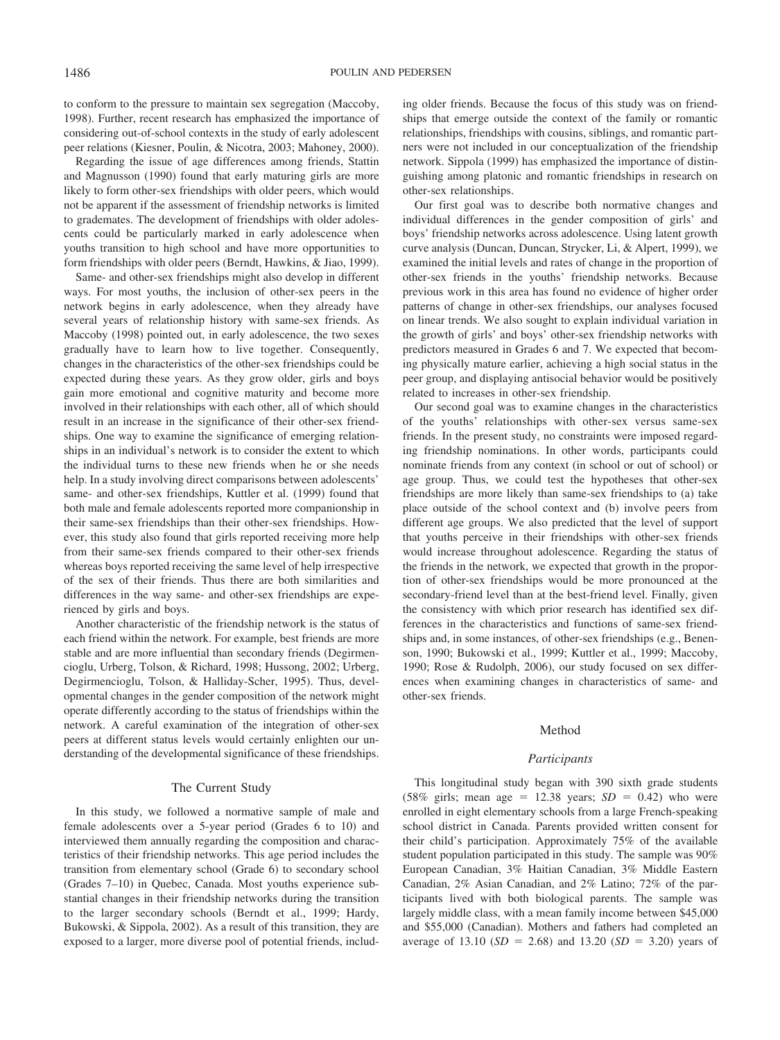to conform to the pressure to maintain sex segregation (Maccoby, 1998). Further, recent research has emphasized the importance of considering out-of-school contexts in the study of early adolescent peer relations (Kiesner, Poulin, & Nicotra, 2003; Mahoney, 2000).

Regarding the issue of age differences among friends, Stattin and Magnusson (1990) found that early maturing girls are more likely to form other-sex friendships with older peers, which would not be apparent if the assessment of friendship networks is limited to grademates. The development of friendships with older adolescents could be particularly marked in early adolescence when youths transition to high school and have more opportunities to form friendships with older peers (Berndt, Hawkins, & Jiao, 1999).

Same- and other-sex friendships might also develop in different ways. For most youths, the inclusion of other-sex peers in the network begins in early adolescence, when they already have several years of relationship history with same-sex friends. As Maccoby (1998) pointed out, in early adolescence, the two sexes gradually have to learn how to live together. Consequently, changes in the characteristics of the other-sex friendships could be expected during these years. As they grow older, girls and boys gain more emotional and cognitive maturity and become more involved in their relationships with each other, all of which should result in an increase in the significance of their other-sex friendships. One way to examine the significance of emerging relationships in an individual's network is to consider the extent to which the individual turns to these new friends when he or she needs help. In a study involving direct comparisons between adolescents' same- and other-sex friendships, Kuttler et al. (1999) found that both male and female adolescents reported more companionship in their same-sex friendships than their other-sex friendships. However, this study also found that girls reported receiving more help from their same-sex friends compared to their other-sex friends whereas boys reported receiving the same level of help irrespective of the sex of their friends. Thus there are both similarities and differences in the way same- and other-sex friendships are experienced by girls and boys.

Another characteristic of the friendship network is the status of each friend within the network. For example, best friends are more stable and are more influential than secondary friends (Degirmencioglu, Urberg, Tolson, & Richard, 1998; Hussong, 2002; Urberg, Degirmencioglu, Tolson, & Halliday-Scher, 1995). Thus, developmental changes in the gender composition of the network might operate differently according to the status of friendships within the network. A careful examination of the integration of other-sex peers at different status levels would certainly enlighten our understanding of the developmental significance of these friendships.

## The Current Study

In this study, we followed a normative sample of male and female adolescents over a 5-year period (Grades 6 to 10) and interviewed them annually regarding the composition and characteristics of their friendship networks. This age period includes the transition from elementary school (Grade 6) to secondary school (Grades 7–10) in Quebec, Canada. Most youths experience substantial changes in their friendship networks during the transition to the larger secondary schools (Berndt et al., 1999; Hardy, Bukowski, & Sippola, 2002). As a result of this transition, they are exposed to a larger, more diverse pool of potential friends, including older friends. Because the focus of this study was on friendships that emerge outside the context of the family or romantic relationships, friendships with cousins, siblings, and romantic partners were not included in our conceptualization of the friendship network. Sippola (1999) has emphasized the importance of distinguishing among platonic and romantic friendships in research on other-sex relationships.

Our first goal was to describe both normative changes and individual differences in the gender composition of girls' and boys' friendship networks across adolescence. Using latent growth curve analysis (Duncan, Duncan, Strycker, Li, & Alpert, 1999), we examined the initial levels and rates of change in the proportion of other-sex friends in the youths' friendship networks. Because previous work in this area has found no evidence of higher order patterns of change in other-sex friendships, our analyses focused on linear trends. We also sought to explain individual variation in the growth of girls' and boys' other-sex friendship networks with predictors measured in Grades 6 and 7. We expected that becoming physically mature earlier, achieving a high social status in the peer group, and displaying antisocial behavior would be positively related to increases in other-sex friendship.

Our second goal was to examine changes in the characteristics of the youths' relationships with other-sex versus same-sex friends. In the present study, no constraints were imposed regarding friendship nominations. In other words, participants could nominate friends from any context (in school or out of school) or age group. Thus, we could test the hypotheses that other-sex friendships are more likely than same-sex friendships to (a) take place outside of the school context and (b) involve peers from different age groups. We also predicted that the level of support that youths perceive in their friendships with other-sex friends would increase throughout adolescence. Regarding the status of the friends in the network, we expected that growth in the proportion of other-sex friendships would be more pronounced at the secondary-friend level than at the best-friend level. Finally, given the consistency with which prior research has identified sex differences in the characteristics and functions of same-sex friendships and, in some instances, of other-sex friendships (e.g., Benenson, 1990; Bukowski et al., 1999; Kuttler et al., 1999; Maccoby, 1990; Rose & Rudolph, 2006), our study focused on sex differences when examining changes in characteristics of same- and other-sex friends.

## Method

### Participants

This longitudinal study began with 390 sixth grade students (58% girls; mean age = 12.38 years; $SD$ = 0.42) who were enrolled in eight elementary schools from a large French-speaking school district in Canada. Parents provided written consent for their child's participation. Approximately 75% of the available student population participated in this study. The sample was 90% European Canadian, 3% Haitian Canadian, 3% Middle Eastern Canadian, 2% Asian Canadian, and 2% Latino; 72% of the participants lived with both biological parents. The sample was largely middle class, with a mean family income between $45,000 and $55,000 (Canadian). Mothers and fathers had completed an average of 13.10 ($SD$ = 2.68) and 13.20 ($SD$ = 3.20) years of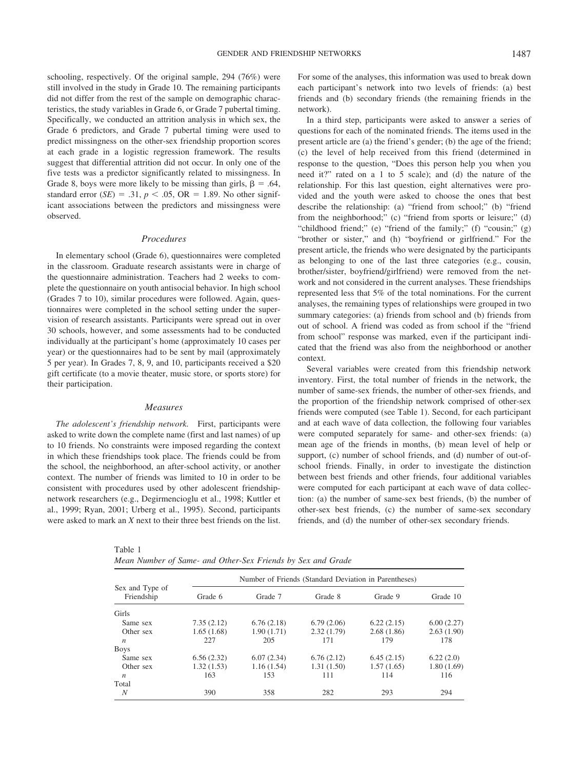schooling, respectively. Of the original sample, 294 (76%) were still involved in the study in Grade 10. The remaining participants did not differ from the rest of the sample on demographic characteristics, the study variables in Grade 6, or Grade 7 pubertal timing. Specifically, we conducted an attrition analysis in which sex, the Grade 6 predictors, and Grade 7 pubertal timing were used to predict missingness on the other-sex friendship proportion scores at each grade in a logistic regression framework. The results suggest that differential attrition did not occur. In only one of the five tests was a predictor significantly related to missingness. In Grade 8, boys were more likely to be missing than girls, $\beta = .64$, standard error ($SE$) $= .31$, $p < .05$, OR $= 1.89$. No other significant associations between the predictors and missingness were observed.

### Procedures

In elementary school (Grade 6), questionnaires were completed in the classroom. Graduate research assistants were in charge of the questionnaire administration. Teachers had 2 weeks to complete the questionnaire on youth antisocial behavior. In high school (Grades 7 to 10), similar procedures were followed. Again, questionnaires were completed in the school setting under the supervision of research assistants. Participants were spread out in over 30 schools, however, and some assessments had to be conducted individually at the participant's home (approximately 10 cases per year) or the questionnaires had to be sent by mail (approximately 5 per year). In Grades 7, 8, 9, and 10, participants received a $20 gift certificate (to a movie theater, music store, or sports store) for their participation.

### Measures

*The adolescent's friendship network.* First, participants were asked to write down the complete name (first and last names) of up to 10 friends. No constraints were imposed regarding the context in which these friendships took place. The friends could be from the school, the neighborhood, an after-school activity, or another context. The number of friends was limited to 10 in order to be consistent with procedures used by other adolescent friendship-network researchers (e.g., Degirmencioglu et al., 1998; Kuttler et al., 1999; Ryan, 2001; Urberg et al., 1995). Second, participants were asked to mark an *X* next to their three best friends on the list. For some of the analyses, this information was used to break down each participant's network into two levels of friends: (a) best friends and (b) secondary friends (the remaining friends in the network).

In a third step, participants were asked to answer a series of questions for each of the nominated friends. The items used in the present article are (a) the friend's gender; (b) the age of the friend; (c) the level of help received from this friend (determined in response to the question, "Does this person help you when you need it?" rated on a 1 to 5 scale); and (d) the nature of the relationship. For this last question, eight alternatives were provided and the youth were asked to choose the ones that best describe the relationship: (a) "friend from school;" (b) "friend from the neighborhood;" (c) "friend from sports or leisure;" (d) "childhood friend;" (e) "friend of the family;" (f) "cousin;" (g) "brother or sister," and (h) "boyfriend or girlfriend." For the present article, the friends who were designated by the participants as belonging to one of the last three categories (e.g., cousin, brother/sister, boyfriend/girlfriend) were removed from the network and not considered in the current analyses. These friendships represented less that 5% of the total nominations. For the current analyses, the remaining types of relationships were grouped in two summary categories: (a) friends from school and (b) friends from out of school. A friend was coded as from school if the "friend from school" response was marked, even if the participant indicated that the friend was also from the neighborhood or another context.

Several variables were created from this friendship network inventory. First, the total number of friends in the network, the number of same-sex friends, the number of other-sex friends, and the proportion of the friendship network comprised of other-sex friends were computed (see Table 1). Second, for each participant and at each wave of data collection, the following four variables were computed separately for same- and other-sex friends: (a) mean age of the friends in months, (b) mean level of help or support, (c) number of school friends, and (d) number of out-of-school friends. Finally, in order to investigate the distinction between best friends and other friends, four additional variables were computed for each participant at each wave of data collection: (a) the number of same-sex best friends, (b) the number of other-sex best friends, (c) the number of same-sex secondary friends, and (d) the number of other-sex secondary friends.

Table 1
*Mean Number of Same- and Other-Sex Friends by Sex and Grade*

| Sex and Type of Friendship | Number of Friends (Standard Deviation in Parentheses) | | | | |
|---|---|---|---|---|---|
| | Grade 6 | Grade 7 | Grade 8 | Grade 9 | Grade 10 |
| Girls | | | | | |
| Same sex | 7.35 (2.12) | 6.76 (2.18) | 6.79 (2.06) | 6.22 (2.15) | 6.00 (2.27) |
| Other sex | 1.65 (1.68) | 1.90 (1.71) | 2.32 (1.79) | 2.68 (1.86) | 2.63 (1.90) |
| *n* | 227 | 205 | 171 | 179 | 178 |
| Boys | | | | | |
| Same sex | 6.56 (2.32) | 6.07 (2.34) | 6.76 (2.12) | 6.45 (2.15) | 6.22 (2.0) |
| Other sex | 1.32 (1.53) | 1.16 (1.54) | 1.31 (1.50) | 1.57 (1.65) | 1.80 (1.69) |
| *n* | 163 | 153 | 111 | 114 | 116 |
| Total | | | | | |
| *N* | 390 | 358 | 282 | 293 | 294 |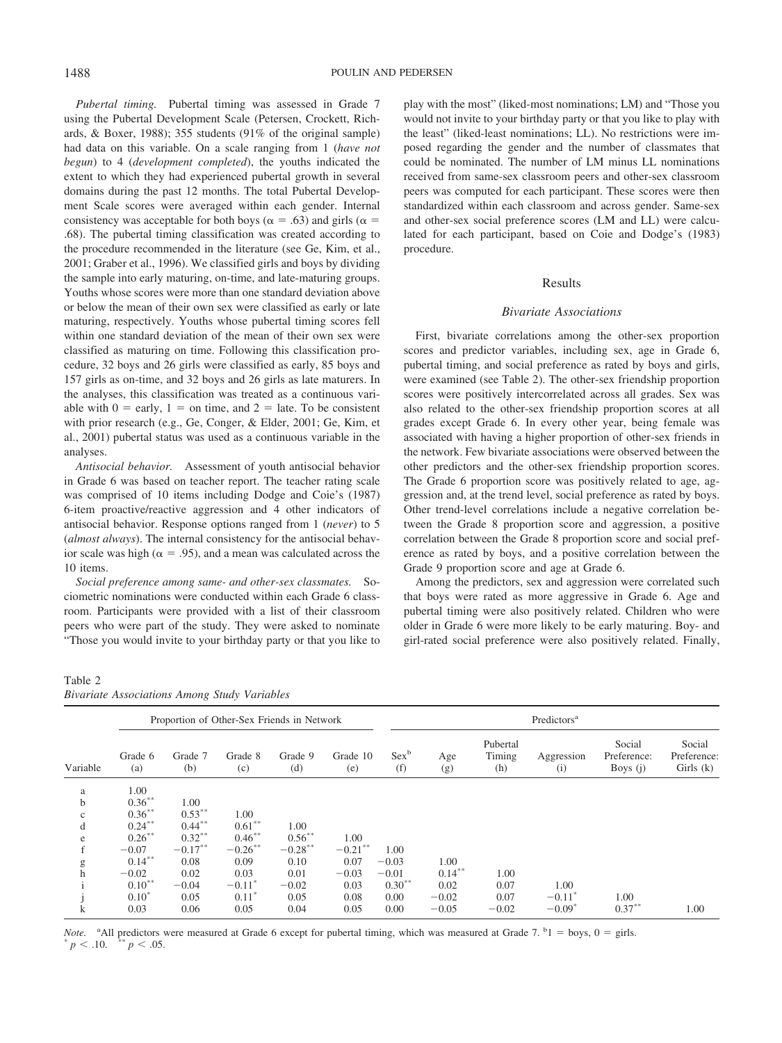*Pubertal timing.* Pubertal timing was assessed in Grade 7 using the Pubertal Development Scale (Petersen, Crockett, Richards, & Boxer, 1988); 355 students (91% of the original sample) had data on this variable. On a scale ranging from 1 (*have not begun*) to 4 (*development completed*), the youths indicated the extent to which they had experienced pubertal growth in several domains during the past 12 months. The total Pubertal Development Scale scores were averaged within each gender. Internal consistency was acceptable for both boys ($\alpha = .63$) and girls ($\alpha = .68$). The pubertal timing classification was created according to the procedure recommended in the literature (see Ge, Kim, et al., 2001; Graber et al., 1996). We classified girls and boys by dividing the sample into early maturing, on-time, and late-maturing groups. Youths whose scores were more than one standard deviation above or below the mean of their own sex were classified as early or late maturing, respectively. Youths whose pubertal timing scores fell within one standard deviation of the mean of their own sex were classified as maturing on time. Following this classification procedure, 32 boys and 26 girls were classified as early, 85 boys and 157 girls as on-time, and 32 boys and 26 girls as late maturers. In the analyses, this classification was treated as a continuous variable with 0 = early, 1 = on time, and 2 = late. To be consistent with prior research (e.g., Ge, Conger, & Elder, 2001; Ge, Kim, et al., 2001) pubertal status was used as a continuous variable in the analyses.

*Antisocial behavior.* Assessment of youth antisocial behavior in Grade 6 was based on teacher report. The teacher rating scale was comprised of 10 items including Dodge and Coie's (1987) 6-item proactive/reactive aggression and 4 other indicators of antisocial behavior. Response options ranged from 1 (*never*) to 5 (*almost always*). The internal consistency for the antisocial behavior scale was high ($\alpha = .95$), and a mean was calculated across the 10 items.

*Social preference among same- and other-sex classmates.* Sociometric nominations were conducted within each Grade 6 classroom. Participants were provided with a list of their classroom peers who were part of the study. They were asked to nominate "Those you would invite to your birthday party or that you like to play with the most" (liked-most nominations; LM) and "Those you would not invite to your birthday party or that you like to play with the least" (liked-least nominations; LL). No restrictions were imposed regarding the gender and the number of classmates that could be nominated. The number of LM minus LL nominations received from same-sex classroom peers and other-sex classroom peers was computed for each participant. These scores were then standardized within each classroom and across gender. Same-sex and other-sex social preference scores (LM and LL) were calculated for each participant, based on Coie and Dodge's (1983) procedure.

## Results

### Bivariate Associations

First, bivariate correlations among the other-sex proportion scores and predictor variables, including sex, age in Grade 6, pubertal timing, and social preference as rated by boys and girls, were examined (see Table 2). The other-sex friendship proportion scores were positively intercorrelated across all grades. Sex was also related to the other-sex friendship proportion scores at all grades except Grade 6. In every other year, being female was associated with having a higher proportion of other-sex friends in the network. Few bivariate associations were observed between the other predictors and the other-sex friendship proportion scores. The Grade 6 proportion score was positively related to age, aggression and, at the trend level, social preference as rated by boys. Other trend-level correlations include a negative correlation between the Grade 8 proportion score and aggression, a positive correlation between the Grade 8 proportion score and social preference as rated by boys, and a positive correlation between the Grade 9 proportion score and age at Grade 6.

Among the predictors, sex and aggression were correlated such that boys were rated as more aggressive in Grade 6. Age and pubertal timing were also positively related. Children who were older in Grade 6 were more likely to be early maturing. Boy- and girl-rated social preference were also positively related. Finally,

Table 2
*Bivariate Associations Among Study Variables*

| | Proportion of Other-Sex Friends in Network | | | | | Predictors[a] | | | | | |
|---|---|---|---|---|---|---|---|---|---|---|---|
| Variable | Grade 6 (a) | Grade 7 (b) | Grade 8 (c) | Grade 9 (d) | Grade 10 (e) | Sex[b] (f) | Age (g) | Pubertal Timing (h) | Aggression (i) | Social Preference: Boys (j) | Social Preference: Girls (k) |
| a | 1.00 | | | | | | | | | | |
| b | 0.36** | 1.00 | | | | | | | | | |
| c | 0.36** | 0.53** | 1.00 | | | | | | | | |
| d | 0.24** | 0.44** | 0.61** | 1.00 | | | | | | | |
| e | 0.26** | 0.32** | 0.46** | 0.56** | 1.00 | | | | | | |
| f | −0.07 | −0.17** | −0.26** | −0.28** | −0.21** | 1.00 | | | | | |
| g | 0.14** | 0.08 | 0.09 | 0.10 | 0.07 | −0.03 | 1.00 | | | | |
| h | −0.02 | 0.02 | 0.03 | 0.01 | −0.03 | −0.01 | 0.14** | 1.00 | | | |
| i | 0.10** | −0.04 | −0.11* | −0.02 | 0.03 | 0.30** | 0.02 | 0.07 | 1.00 | | |
| j | 0.10* | 0.05 | 0.11* | 0.05 | 0.08 | 0.00 | −0.02 | 0.07 | −0.11* | 1.00 | |
| k | 0.03 | 0.06 | 0.05 | 0.04 | 0.05 | 0.00 | −0.05 | −0.02 | −0.09* | 0.37** | 1.00 |

*Note.* [a]All predictors were measured at Grade 6 except for pubertal timing, which was measured at Grade 7. [b]1 = boys, 0 = girls.
* $p < .10$. ** $p < .05$.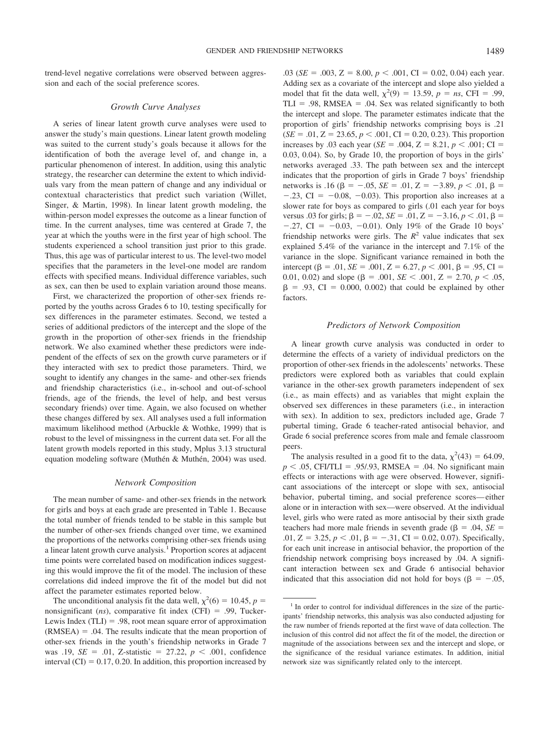trend-level negative correlations were observed between aggression and each of the social preference scores.

### Growth Curve Analyses

A series of linear latent growth curve analyses were used to answer the study's main questions. Linear latent growth modeling was suited to the current study's goals because it allows for the identification of both the average level of, and change in, a particular phenomenon of interest. In addition, using this analytic strategy, the researcher can determine the extent to which individuals vary from the mean pattern of change and any individual or contextual characteristics that predict such variation (Willet, Singer, & Martin, 1998). In linear latent growth modeling, the within-person model expresses the outcome as a linear function of time. In the current analyses, time was centered at Grade 7, the year at which the youths were in the first year of high school. The students experienced a school transition just prior to this grade. Thus, this age was of particular interest to us. The level-two model specifies that the parameters in the level-one model are random effects with specified means. Individual difference variables, such as sex, can then be used to explain variation around those means.

First, we characterized the proportion of other-sex friends reported by the youths across Grades 6 to 10, testing specifically for sex differences in the parameter estimates. Second, we tested a series of additional predictors of the intercept and the slope of the growth in the proportion of other-sex friends in the friendship network. We also examined whether these predictors were independent of the effects of sex on the growth curve parameters or if they interacted with sex to predict those parameters. Third, we sought to identify any changes in the same- and other-sex friends and friendship characteristics (i.e., in-school and out-of-school friends, age of the friends, the level of help, and best versus secondary friends) over time. Again, we also focused on whether these changes differed by sex. All analyses used a full information maximum likelihood method (Arbuckle & Wothke, 1999) that is robust to the level of missingness in the current data set. For all the latent growth models reported in this study, Mplus 3.13 structural equation modeling software (Muthén & Muthén, 2004) was used.

### Network Composition

The mean number of same- and other-sex friends in the network for girls and boys at each grade are presented in Table 1. Because the total number of friends tended to be stable in this sample but the number of other-sex friends changed over time, we examined the proportions of the networks comprising other-sex friends using a linear latent growth curve analysis.[1] Proportion scores at adjacent time points were correlated based on modification indices suggesting this would improve the fit of the model. The inclusion of these correlations did indeed improve the fit of the model but did not affect the parameter estimates reported below.

The unconditional analysis fit the data well, $\chi^2(6) = 10.45$, $p =$ nonsignificant (*ns*), comparative fit index (CFI) = .99, Tucker-Lewis Index (TLI) = .98, root mean square error of approximation (RMSEA) = .04. The results indicate that the mean proportion of other-sex friends in the youth's friendship networks in Grade 7 was .19, $SE = .01$, Z-statistic = 27.22, $p < .001$, confidence interval (CI) = 0.17, 0.20. In addition, this proportion increased by .03 ($SE = .003$, $Z = 8.00$, $p < .001$, CI = 0.02, 0.04) each year. Adding sex as a covariate of the intercept and slope also yielded a model that fit the data well, $\chi^2(9) = 13.59$, $p =$ *ns*, CFI = .99, TLI = .98, RMSEA = .04. Sex was related significantly to both the intercept and slope. The parameter estimates indicate that the proportion of girls' friendship networks comprising boys is .21 ($SE = .01$, $Z = 23.65$, $p < .001$, CI = 0.20, 0.23). This proportion increases by .03 each year ($SE = .004$, $Z = 8.21$, $p < .001$; CI = 0.03, 0.04). So, by Grade 10, the proportion of boys in the girls' networks averaged .33. The path between sex and the intercept indicates that the proportion of girls in Grade 7 boys' friendship networks is .16 ($\beta = -.05$, $SE = .01$, $Z = -3.89$, $p < .01$, $\beta = -.23$, CI = $-0.08$, $-0.03$). This proportion also increases at a slower rate for boys as compared to girls (.01 each year for boys versus .03 for girls; $\beta = -.02$, $SE = .01$, $Z = -3.16$, $p < .01$, $\beta = -.27$, CI = $-0.03$, $-0.01$). Only 19% of the Grade 10 boys' friendship networks were girls. The $R^2$ value indicates that sex explained 5.4% of the variance in the intercept and 7.1% of the variance in the slope. Significant variance remained in both the intercept ($\beta = .01$, $SE = .001$, $Z = 6.27$, $p < .001$, $\beta = .95$, CI = 0.01, 0.02) and slope ($\beta = .001$, $SE < .001$, $Z = 2.70$, $p < .05$, $\beta = .93$, CI = 0.000, 0.002) that could be explained by other factors.

### Predictors of Network Composition

A linear growth curve analysis was conducted in order to determine the effects of a variety of individual predictors on the proportion of other-sex friends in the adolescents' networks. These predictors were explored both as variables that could explain variance in the other-sex growth parameters independent of sex (i.e., as main effects) and as variables that might explain the observed sex differences in these parameters (i.e., in interaction with sex). In addition to sex, predictors included age, Grade 7 pubertal timing, Grade 6 teacher-rated antisocial behavior, and Grade 6 social preference scores from male and female classroom peers.

The analysis resulted in a good fit to the data, $\chi^2(43) = 64.09$, $p < .05$, CFI/TLI = .95/.93, RMSEA = .04. No significant main effects or interactions with age were observed. However, significant associations of the intercept or slope with sex, antisocial behavior, pubertal timing, and social preference scores—either alone or in interaction with sex—were observed. At the individual level, girls who were rated as more antisocial by their sixth grade teachers had more male friends in seventh grade ($\beta = .04$, $SE = .01$, $Z = 3.25$, $p < .01$, $\beta = -.31$, CI = 0.02, 0.07). Specifically, for each unit increase in antisocial behavior, the proportion of the friendship network comprising boys increased by .04. A significant interaction between sex and Grade 6 antisocial behavior indicated that this association did not hold for boys ($\beta = -.05$,

[1] In order to control for individual differences in the size of the participants' friendship networks, this analysis was also conducted adjusting for the raw number of friends reported at the first wave of data collection. The inclusion of this control did not affect the fit of the model, the direction or magnitude of the associations between sex and the intercept and slope, or the significance of the residual variance estimates. In addition, initial network size was significantly related only to the intercept.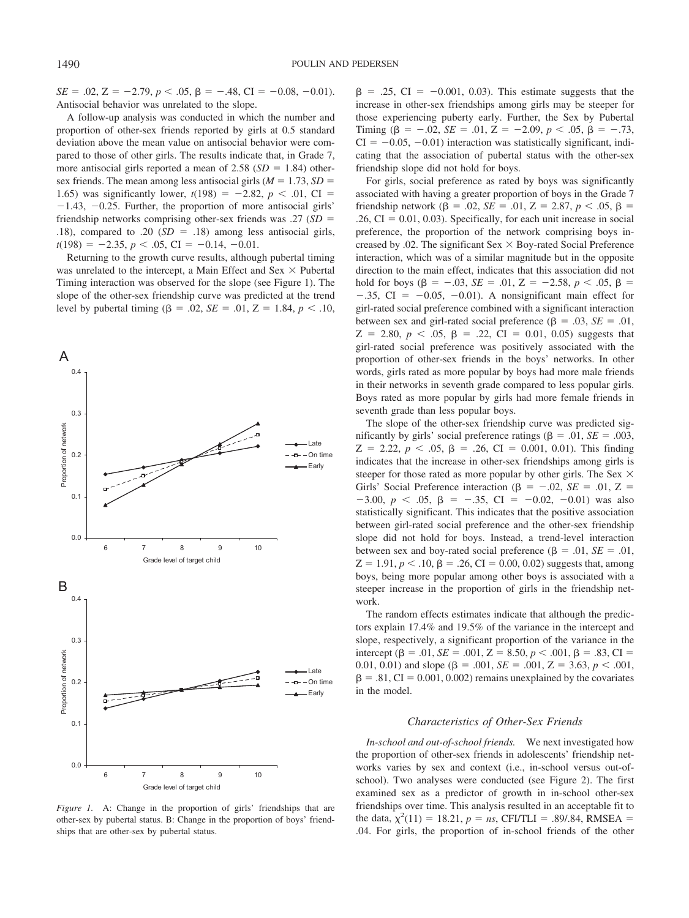$SE = .02$, $Z = -2.79$, $p < .05$, $\beta = -.48$, CI $= -0.08, -0.01$). Antisocial behavior was unrelated to the slope.

A follow-up analysis was conducted in which the number and proportion of other-sex friends reported by girls at 0.5 standard deviation above the mean value on antisocial behavior were compared to those of other girls. The results indicate that, in Grade 7, more antisocial girls reported a mean of 2.58 ($SD = 1.84$) other-sex friends. The mean among less antisocial girls ($M = 1.73$, $SD = 1.65$) was significantly lower, $t(198) = -2.82$, $p < .01$, CI $= -1.43, -0.25$. Further, the proportion of more antisocial girls' friendship networks comprising other-sex friends was .27 ($SD = .18$), compared to .20 ($SD = .18$) among less antisocial girls, $t(198) = -2.35$, $p < .05$, CI $= -0.14, -0.01$.

Returning to the growth curve results, although pubertal timing was unrelated to the intercept, a Main Effect and Sex × Pubertal Timing interaction was observed for the slope (see Figure 1). The slope of the other-sex friendship curve was predicted at the trend level by pubertal timing ($\beta = .02$, $SE = .01$, $Z = 1.84$, $p < .10$, $\beta = .25$, CI $= -0.001, 0.03$). This estimate suggests that the increase in other-sex friendships among girls may be steeper for those experiencing puberty early. Further, the Sex by Pubertal Timing ($\beta = -.02$, $SE = .01$, $Z = -2.09$, $p < .05$, $\beta = -.73$, CI $= -0.05, -0.01$) interaction was statistically significant, indicating that the association of pubertal status with the other-sex friendship slope did not hold for boys.

*Figure 1.* A: Change in the proportion of girls' friendships that are other-sex by pubertal status. B: Change in the proportion of boys' friendships that are other-sex by pubertal status.

For girls, social preference as rated by boys was significantly associated with having a greater proportion of boys in the Grade 7 friendship network ($\beta = .02$, $SE = .01$, $Z = 2.87$, $p < .05$, $\beta = .26$, CI $= 0.01, 0.03$). Specifically, for each unit increase in social preference, the proportion of the network comprising boys increased by .02. The significant Sex × Boy-rated Social Preference interaction, which was of a similar magnitude but in the opposite direction to the main effect, indicates that this association did not hold for boys ($\beta = -.03$, $SE = .01$, $Z = -2.58$, $p < .05$, $\beta = -.35$, CI $= -0.05, -0.01$). A nonsignificant main effect for girl-rated social preference combined with a significant interaction between sex and girl-rated social preference ($\beta = .03$, $SE = .01$, $Z = 2.80$, $p < .05$, $\beta = .22$, CI $= 0.01, 0.05$) suggests that girl-rated social preference was positively associated with the proportion of other-sex friends in the boys' networks. In other words, girls rated as more popular by boys had more male friends in their networks in seventh grade compared to less popular girls. Boys rated as more popular by girls had more female friends in seventh grade than less popular boys.

The slope of the other-sex friendship curve was predicted significantly by girls' social preference ratings ($\beta = .01$, $SE = .003$, $Z = 2.22$, $p < .05$, $\beta = .26$, CI $= 0.001, 0.01$). This finding indicates that the increase in other-sex friendships among girls is steeper for those rated as more popular by other girls. The Sex × Girls' Social Preference interaction ($\beta = -.02$, $SE = .01$, $Z = -3.00$, $p < .05$, $\beta = -.35$, CI $= -0.02, -0.01$) was also statistically significant. This indicates that the positive association between girl-rated social preference and the other-sex friendship slope did not hold for boys. Instead, a trend-level interaction between sex and boy-rated social preference ($\beta = .01$, $SE = .01$, $Z = 1.91$, $p < .10$, $\beta = .26$, CI $= 0.00, 0.02$) suggests that, among boys, being more popular among other boys is associated with a steeper increase in the proportion of girls in the friendship network.

The random effects estimates indicate that although the predictors explain 17.4% and 19.5% of the variance in the intercept and slope, respectively, a significant proportion of the variance in the intercept ($\beta = .01$, $SE = .001$, $Z = 8.50$, $p < .001$, $\beta = .83$, CI $= 0.01, 0.01$) and slope ($\beta = .001$, $SE = .001$, $Z = 3.63$, $p < .001$, $\beta = .81$, CI $= 0.001, 0.002$) remains unexplained by the covariates in the model.

### Characteristics of Other-Sex Friends

*In-school and out-of-school friends.* We next investigated how the proportion of other-sex friends in adolescents' friendship networks varies by sex and context (i.e., in-school versus out-of-school). Two analyses were conducted (see Figure 2). The first examined sex as a predictor of growth in in-school other-sex friendships over time. This analysis resulted in an acceptable fit to the data, $\chi^2(11) = 18.21$, $p = ns$, CFI/TLI $= .89/.84$, RMSEA $= .04$. For girls, the proportion of in-school friends of the other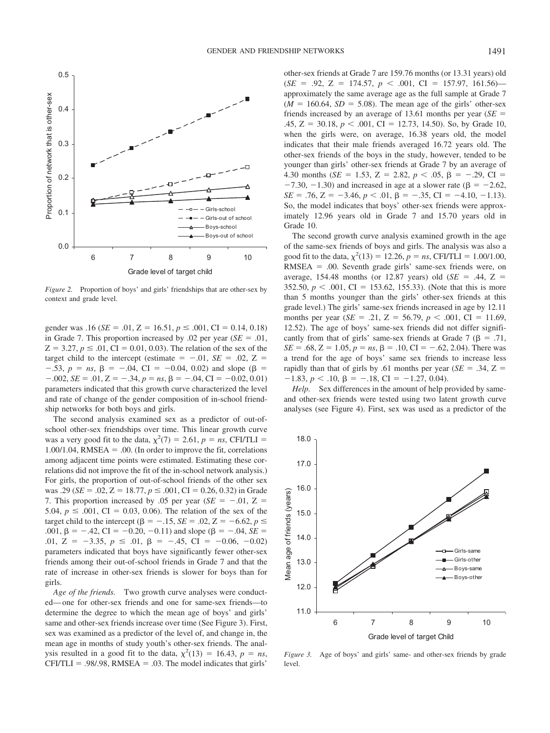*Figure 2.* Proportion of boys' and girls' friendships that are other-sex by context and grade level.

gender was .16 ($SE$ = .01, Z = 16.51, $p \leq .001$, CI = 0.14, 0.18) in Grade 7. This proportion increased by .02 per year ($SE$ = .01, Z = 3.27, $p \leq .01$, CI = 0.01, 0.03). The relation of the sex of the target child to the intercept (estimate = −.01, $SE$ = .02, Z = −.53, $p$ = $ns$, β = −.04, CI = −0.04, 0.02) and slope (β = −.002, $SE$ = .01, Z = −.34, $p$ = $ns$, β = −.04, CI = −0.02, 0.01) parameters indicated that this growth curve characterized the level and rate of change of the gender composition of in-school friendship networks for both boys and girls.

The second analysis examined sex as a predictor of out-of-school other-sex friendships over time. This linear growth curve was a very good fit to the data, $\chi^2(7)$ = 2.61, $p$ = $ns$, CFI/TLI = 1.00/1.04, RMSEA = .00. (In order to improve the fit, correlations among adjacent time points were estimated. Estimating these correlations did not improve the fit of the in-school network analysis.) For girls, the proportion of out-of-school friends of the other sex was .29 ($SE$ = .02, Z = 18.77, $p \leq .001$, CI = 0.26, 0.32) in Grade 7. This proportion increased by .05 per year ($SE$ = −.01, Z = 5.04, $p \leq .001$, CI = 0.03, 0.06). The relation of the sex of the target child to the intercept (β = −.15, $SE$ = .02, Z = −6.62, $p \leq .001$, β = −.42, CI = −0.20, −0.11) and slope (β = −.04, $SE$ = .01, Z = −3.35, $p \leq .01$, β = −.45, CI = −0.06, −0.02) parameters indicated that boys have significantly fewer other-sex friends among their out-of-school friends in Grade 7 and that the rate of increase in other-sex friends is slower for boys than for girls.

*Age of the friends.* Two growth curve analyses were conducted—one for other-sex friends and one for same-sex friends—to determine the degree to which the mean age of boys' and girls' same and other-sex friends increase over time (See Figure 3). First, sex was examined as a predictor of the level of, and change in, the mean age in months of study youth's other-sex friends. The analysis resulted in a good fit to the data, $\chi^2(13)$ = 16.43, $p$ = $ns$, CFI/TLI = .98/.98, RMSEA = .03. The model indicates that girls' other-sex friends at Grade 7 are 159.76 months (or 13.31 years) old ($SE$ = .92, Z = 174.57, $p < .001$, CI = 157.97, 161.56)—approximately the same average age as the full sample at Grade 7 ($M$ = 160.64, $SD$ = 5.08). The mean age of the girls' other-sex friends increased by an average of 13.61 months per year ($SE$ = .45, Z = 30.18, $p < .001$, CI = 12.73, 14.50). So, by Grade 10, when the girls were, on average, 16.38 years old, the model indicates that their male friends averaged 16.72 years old. The other-sex friends of the boys in the study, however, tended to be younger than girls' other-sex friends at Grade 7 by an average of 4.30 months ($SE$ = 1.53, Z = 2.82, $p < .05$, β = −.29, CI = −7.30, −1.30) and increased in age at a slower rate (β = −2.62, $SE$ = .76, Z = −3.46, $p < .01$, β = −.35, CI = −4.10, −1.13). So, the model indicates that boys' other-sex friends were approximately 12.96 years old in Grade 7 and 15.70 years old in Grade 10.

The second growth curve analysis examined growth in the age of the same-sex friends of boys and girls. The analysis was also a good fit to the data, $\chi^2(13)$ = 12.26, $p$ = $ns$, CFI/TLI = 1.00/1.00, RMSEA = .00. Seventh grade girls' same-sex friends were, on average, 154.48 months (or 12.87 years) old ($SE$ = .44, Z = 352.50, $p < .001$, CI = 153.62, 155.33). (Note that this is more than 5 months younger than the girls' other-sex friends at this grade level.) The girls' same-sex friends increased in age by 12.11 months per year ($SE$ = .21, Z = 56.79, $p < .001$, CI = 11.69, 12.52). The age of boys' same-sex friends did not differ significantly from that of girls' same-sex friends at Grade 7 (β = .71, $SE$ = .68, Z = 1.05, $p$ = $ns$, β = .10, CI = −.62, 2.04). There was a trend for the age of boys' same sex friends to increase less rapidly than that of girls by .61 months per year ($SE$ = .34, Z = −1.83, $p < .10$, β = −.18, CI = −1.27, 0.04).

*Help.* Sex differences in the amount of help provided by same- and other-sex friends were tested using two latent growth curve analyses (see Figure 4). First, sex was used as a predictor of the

*Figure 3.* Age of boys' and girls' same- and other-sex friends by grade level.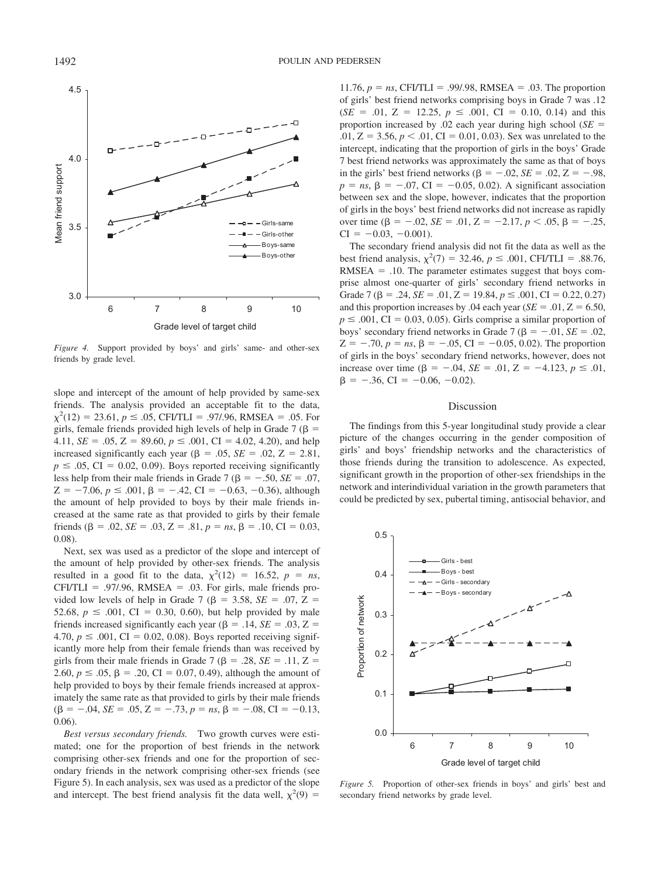*Figure 4.* Support provided by boys' and girls' same- and other-sex friends by grade level.

slope and intercept of the amount of help provided by same-sex friends. The analysis provided an acceptable fit to the data, $\chi^2(12) = 23.61$, $p \leq .05$, CFI/TLI = .97/.96, RMSEA = .05. For girls, female friends provided high levels of help in Grade 7 ($\beta$ = 4.11, *SE* = .05, Z = 89.60, $p \leq .001$, CI = 4.02, 4.20), and help increased significantly each year ($\beta$ = .05, *SE* = .02, Z = 2.81, $p \leq .05$, CI = 0.02, 0.09). Boys reported receiving significantly less help from their male friends in Grade 7 ($\beta$ = −.50, *SE* = .07, Z = −7.06, $p \leq .001$, $\beta$ = −.42, CI = −0.63, −0.36), although the amount of help provided to boys by their male friends increased at the same rate as that provided to girls by their female friends ($\beta$ = .02, *SE* = .03, Z = .81, *p* = *ns*, $\beta$ = .10, CI = 0.03, 0.08).

Next, sex was used as a predictor of the slope and intercept of the amount of help provided by other-sex friends. The analysis resulted in a good fit to the data, $\chi^2(12) = 16.52$, *p* = *ns*, CFI/TLI = .97/.96, RMSEA = .03. For girls, male friends provided low levels of help in Grade 7 ($\beta$ = 3.58, *SE* = .07, Z = 52.68, $p \leq .001$, CI = 0.30, 0.60), but help provided by male friends increased significantly each year ($\beta$ = .14, *SE* = .03, Z = 4.70, $p \leq .001$, CI = 0.02, 0.08). Boys reported receiving significantly more help from their female friends than was received by girls from their male friends in Grade 7 ($\beta$ = .28, *SE* = .11, Z = 2.60, $p \leq .05$, $\beta$ = .20, CI = 0.07, 0.49), although the amount of help provided to boys by their female friends increased at approximately the same rate as that provided to girls by their male friends ($\beta$ = −.04, *SE* = .05, Z = −.73, *p* = *ns*, $\beta$ = −.08, CI = −0.13, 0.06).

*Best versus secondary friends.* Two growth curves were estimated; one for the proportion of best friends in the network comprising other-sex friends and one for the proportion of secondary friends in the network comprising other-sex friends (see Figure 5). In each analysis, sex was used as a predictor of the slope and intercept. The best friend analysis fit the data well, $\chi^2(9)$ = 11.76, *p* = *ns*, CFI/TLI = .99/.98, RMSEA = .03. The proportion of girls' best friend networks comprising boys in Grade 7 was .12 (*SE* = .01, Z = 12.25, $p \leq .001$, CI = 0.10, 0.14) and this proportion increased by .02 each year during high school (*SE* = .01, Z = 3.56, $p < .01$, CI = 0.01, 0.03). Sex was unrelated to the intercept, indicating that the proportion of girls in the boys' Grade 7 best friend networks was approximately the same as that of boys in the girls' best friend networks ($\beta$ = −.02, *SE* = .02, Z = −.98, *p* = *ns*, $\beta$ = −.07, CI = −0.05, 0.02). A significant association between sex and the slope, however, indicates that the proportion of girls in the boys' best friend networks did not increase as rapidly over time ($\beta$ = −.02, *SE* = .01, Z = −2.17, $p < .05$, $\beta$ = −.25, CI = −0.03, −0.001).

The secondary friend analysis did not fit the data as well as the best friend analysis, $\chi^2(7) = 32.46$, $p \leq .001$, CFI/TLI = .88/.76, RMSEA = .10. The parameter estimates suggest that boys comprise almost one-quarter of girls' secondary friend networks in Grade 7 ($\beta$ = .24, *SE* = .01, Z = 19.84, $p \leq .001$, CI = 0.22, 0.27) and this proportion increases by .04 each year (*SE* = .01, Z = 6.50, $p \leq .001$, CI = 0.03, 0.05). Girls comprise a similar proportion of boys' secondary friend networks in Grade 7 ($\beta$ = −.01, *SE* = .02, Z = −.70, *p* = *ns*, $\beta$ = −.05, CI = −0.05, 0.02). The proportion of girls in the boys' secondary friend networks, however, does not increase over time ($\beta$ = −.04, *SE* = .01, Z = −4.123, $p \leq .01$, $\beta$ = −.36, CI = −0.06, −0.02).

## Discussion

The findings from this 5-year longitudinal study provide a clear picture of the changes occurring in the gender composition of girls' and boys' friendship networks and the characteristics of those friends during the transition to adolescence. As expected, significant growth in the proportion of other-sex friendships in the network and interindividual variation in the growth parameters that could be predicted by sex, pubertal timing, antisocial behavior, and

*Figure 5.* Proportion of other-sex friends in boys' and girls' best and secondary friend networks by grade level.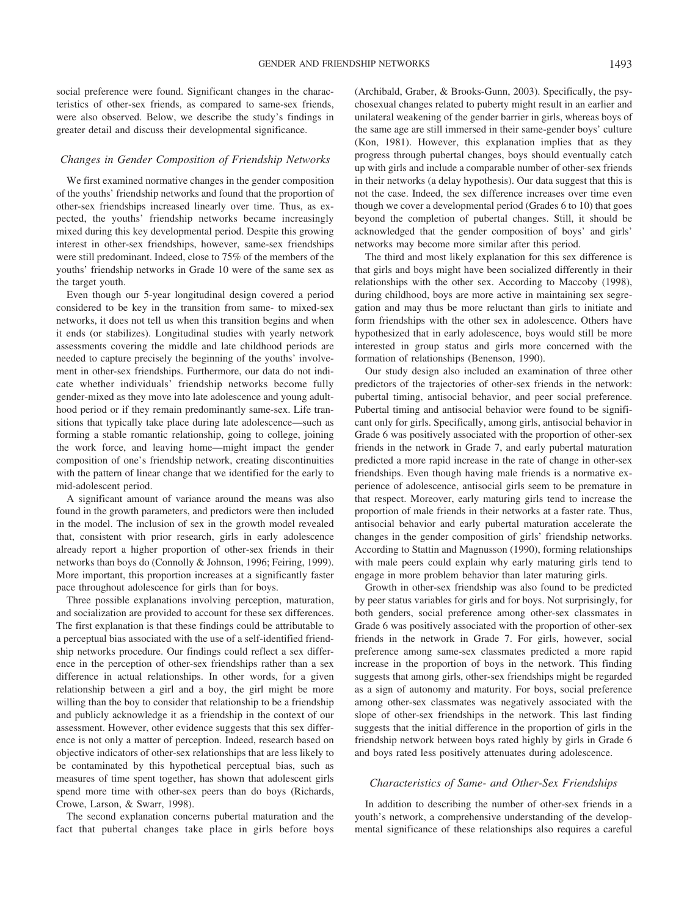social preference were found. Significant changes in the characteristics of other-sex friends, as compared to same-sex friends, were also observed. Below, we describe the study's findings in greater detail and discuss their developmental significance.

### *Changes in Gender Composition of Friendship Networks*

We first examined normative changes in the gender composition of the youths' friendship networks and found that the proportion of other-sex friendships increased linearly over time. Thus, as expected, the youths' friendship networks became increasingly mixed during this key developmental period. Despite this growing interest in other-sex friendships, however, same-sex friendships were still predominant. Indeed, close to 75% of the members of the youths' friendship networks in Grade 10 were of the same sex as the target youth.

Even though our 5-year longitudinal design covered a period considered to be key in the transition from same- to mixed-sex networks, it does not tell us when this transition begins and when it ends (or stabilizes). Longitudinal studies with yearly network assessments covering the middle and late childhood periods are needed to capture precisely the beginning of the youths' involvement in other-sex friendships. Furthermore, our data do not indicate whether individuals' friendship networks become fully gender-mixed as they move into late adolescence and young adulthood period or if they remain predominantly same-sex. Life transitions that typically take place during late adolescence—such as forming a stable romantic relationship, going to college, joining the work force, and leaving home—might impact the gender composition of one's friendship network, creating discontinuities with the pattern of linear change that we identified for the early to mid-adolescent period.

A significant amount of variance around the means was also found in the growth parameters, and predictors were then included in the model. The inclusion of sex in the growth model revealed that, consistent with prior research, girls in early adolescence already report a higher proportion of other-sex friends in their networks than boys do (Connolly & Johnson, 1996; Feiring, 1999). More important, this proportion increases at a significantly faster pace throughout adolescence for girls than for boys.

Three possible explanations involving perception, maturation, and socialization are provided to account for these sex differences. The first explanation is that these findings could be attributable to a perceptual bias associated with the use of a self-identified friendship networks procedure. Our findings could reflect a sex difference in the perception of other-sex friendships rather than a sex difference in actual relationships. In other words, for a given relationship between a girl and a boy, the girl might be more willing than the boy to consider that relationship to be a friendship and publicly acknowledge it as a friendship in the context of our assessment. However, other evidence suggests that this sex difference is not only a matter of perception. Indeed, research based on objective indicators of other-sex relationships that are less likely to be contaminated by this hypothetical perceptual bias, such as measures of time spent together, has shown that adolescent girls spend more time with other-sex peers than do boys (Richards, Crowe, Larson, & Swarr, 1998).

The second explanation concerns pubertal maturation and the fact that pubertal changes take place in girls before boys (Archibald, Graber, & Brooks-Gunn, 2003). Specifically, the psychosexual changes related to puberty might result in an earlier and unilateral weakening of the gender barrier in girls, whereas boys of the same age are still immersed in their same-gender boys' culture (Kon, 1981). However, this explanation implies that as they progress through pubertal changes, boys should eventually catch up with girls and include a comparable number of other-sex friends in their networks (a delay hypothesis). Our data suggest that this is not the case. Indeed, the sex difference increases over time even though we cover a developmental period (Grades 6 to 10) that goes beyond the completion of pubertal changes. Still, it should be acknowledged that the gender composition of boys' and girls' networks may become more similar after this period.

The third and most likely explanation for this sex difference is that girls and boys might have been socialized differently in their relationships with the other sex. According to Maccoby (1998), during childhood, boys are more active in maintaining sex segregation and may thus be more reluctant than girls to initiate and form friendships with the other sex in adolescence. Others have hypothesized that in early adolescence, boys would still be more interested in group status and girls more concerned with the formation of relationships (Benenson, 1990).

Our study design also included an examination of three other predictors of the trajectories of other-sex friends in the network: pubertal timing, antisocial behavior, and peer social preference. Pubertal timing and antisocial behavior were found to be significant only for girls. Specifically, among girls, antisocial behavior in Grade 6 was positively associated with the proportion of other-sex friends in the network in Grade 7, and early pubertal maturation predicted a more rapid increase in the rate of change in other-sex friendships. Even though having male friends is a normative experience of adolescence, antisocial girls seem to be premature in that respect. Moreover, early maturing girls tend to increase the proportion of male friends in their networks at a faster rate. Thus, antisocial behavior and early pubertal maturation accelerate the changes in the gender composition of girls' friendship networks. According to Stattin and Magnusson (1990), forming relationships with male peers could explain why early maturing girls tend to engage in more problem behavior than later maturing girls.

Growth in other-sex friendship was also found to be predicted by peer status variables for girls and for boys. Not surprisingly, for both genders, social preference among other-sex classmates in Grade 6 was positively associated with the proportion of other-sex friends in the network in Grade 7. For girls, however, social preference among same-sex classmates predicted a more rapid increase in the proportion of boys in the network. This finding suggests that among girls, other-sex friendships might be regarded as a sign of autonomy and maturity. For boys, social preference among other-sex classmates was negatively associated with the slope of other-sex friendships in the network. This last finding suggests that the initial difference in the proportion of girls in the friendship network between boys rated highly by girls in Grade 6 and boys rated less positively attenuates during adolescence.

### *Characteristics of Same- and Other-Sex Friendships*

In addition to describing the number of other-sex friends in a youth's network, a comprehensive understanding of the developmental significance of these relationships also requires a careful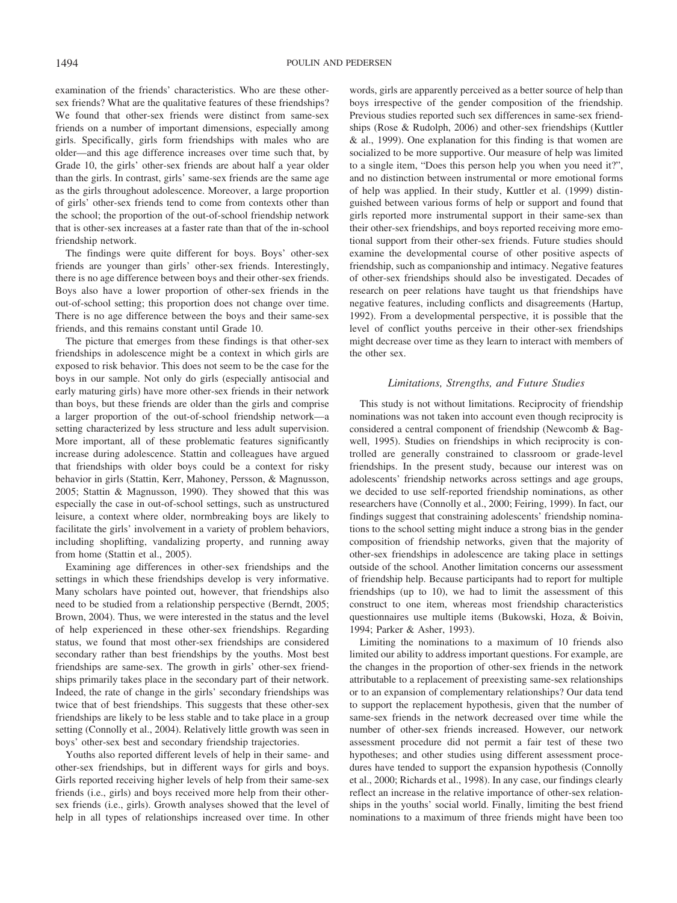examination of the friends' characteristics. Who are these other-sex friends? What are the qualitative features of these friendships? We found that other-sex friends were distinct from same-sex friends on a number of important dimensions, especially among girls. Specifically, girls form friendships with males who are older—and this age difference increases over time such that, by Grade 10, the girls' other-sex friends are about half a year older than the girls. In contrast, girls' same-sex friends are the same age as the girls throughout adolescence. Moreover, a large proportion of girls' other-sex friends tend to come from contexts other than the school; the proportion of the out-of-school friendship network that is other-sex increases at a faster rate than that of the in-school friendship network.

The findings were quite different for boys. Boys' other-sex friends are younger than girls' other-sex friends. Interestingly, there is no age difference between boys and their other-sex friends. Boys also have a lower proportion of other-sex friends in the out-of-school setting; this proportion does not change over time. There is no age difference between the boys and their same-sex friends, and this remains constant until Grade 10.

The picture that emerges from these findings is that other-sex friendships in adolescence might be a context in which girls are exposed to risk behavior. This does not seem to be the case for the boys in our sample. Not only do girls (especially antisocial and early maturing girls) have more other-sex friends in their network than boys, but these friends are older than the girls and comprise a larger proportion of the out-of-school friendship network—a setting characterized by less structure and less adult supervision. More important, all of these problematic features significantly increase during adolescence. Stattin and colleagues have argued that friendships with older boys could be a context for risky behavior in girls (Stattin, Kerr, Mahoney, Persson, & Magnusson, 2005; Stattin & Magnusson, 1990). They showed that this was especially the case in out-of-school settings, such as unstructured leisure, a context where older, normbreaking boys are likely to facilitate the girls' involvement in a variety of problem behaviors, including shoplifting, vandalizing property, and running away from home (Stattin et al., 2005).

Examining age differences in other-sex friendships and the settings in which these friendships develop is very informative. Many scholars have pointed out, however, that friendships also need to be studied from a relationship perspective (Berndt, 2005; Brown, 2004). Thus, we were interested in the status and the level of help experienced in these other-sex friendships. Regarding status, we found that most other-sex friendships are considered secondary rather than best friendships by the youths. Most best friendships are same-sex. The growth in girls' other-sex friendships primarily takes place in the secondary part of their network. Indeed, the rate of change in the girls' secondary friendships was twice that of best friendships. This suggests that these other-sex friendships are likely to be less stable and to take place in a group setting (Connolly et al., 2004). Relatively little growth was seen in boys' other-sex best and secondary friendship trajectories.

Youths also reported different levels of help in their same- and other-sex friendships, but in different ways for girls and boys. Girls reported receiving higher levels of help from their same-sex friends (i.e., girls) and boys received more help from their other-sex friends (i.e., girls). Growth analyses showed that the level of help in all types of relationships increased over time. In other words, girls are apparently perceived as a better source of help than boys irrespective of the gender composition of the friendship. Previous studies reported such sex differences in same-sex friendships (Rose & Rudolph, 2006) and other-sex friendships (Kuttler & al., 1999). One explanation for this finding is that women are socialized to be more supportive. Our measure of help was limited to a single item, "Does this person help you when you need it?", and no distinction between instrumental or more emotional forms of help was applied. In their study, Kuttler et al. (1999) distinguished between various forms of help or support and found that girls reported more instrumental support in their same-sex than their other-sex friendships, and boys reported receiving more emotional support from their other-sex friends. Future studies should examine the developmental course of other positive aspects of friendship, such as companionship and intimacy. Negative features of other-sex friendships should also be investigated. Decades of research on peer relations have taught us that friendships have negative features, including conflicts and disagreements (Hartup, 1992). From a developmental perspective, it is possible that the level of conflict youths perceive in their other-sex friendships might decrease over time as they learn to interact with members of the other sex.

### *Limitations, Strengths, and Future Studies*

This study is not without limitations. Reciprocity of friendship nominations was not taken into account even though reciprocity is considered a central component of friendship (Newcomb & Bagwell, 1995). Studies on friendships in which reciprocity is controlled are generally constrained to classroom or grade-level friendships. In the present study, because our interest was on adolescents' friendship networks across settings and age groups, we decided to use self-reported friendship nominations, as other researchers have (Connolly et al., 2000; Feiring, 1999). In fact, our findings suggest that constraining adolescents' friendship nominations to the school setting might induce a strong bias in the gender composition of friendship networks, given that the majority of other-sex friendships in adolescence are taking place in settings outside of the school. Another limitation concerns our assessment of friendship help. Because participants had to report for multiple friendships (up to 10), we had to limit the assessment of this construct to one item, whereas most friendship characteristics questionnaires use multiple items (Bukowski, Hoza, & Boivin, 1994; Parker & Asher, 1993).

Limiting the nominations to a maximum of 10 friends also limited our ability to address important questions. For example, are the changes in the proportion of other-sex friends in the network attributable to a replacement of preexisting same-sex relationships or to an expansion of complementary relationships? Our data tend to support the replacement hypothesis, given that the number of same-sex friends in the network decreased over time while the number of other-sex friends increased. However, our network assessment procedure did not permit a fair test of these two hypotheses; and other studies using different assessment procedures have tended to support the expansion hypothesis (Connolly et al., 2000; Richards et al., 1998). In any case, our findings clearly reflect an increase in the relative importance of other-sex relationships in the youths' social world. Finally, limiting the best friend nominations to a maximum of three friends might have been too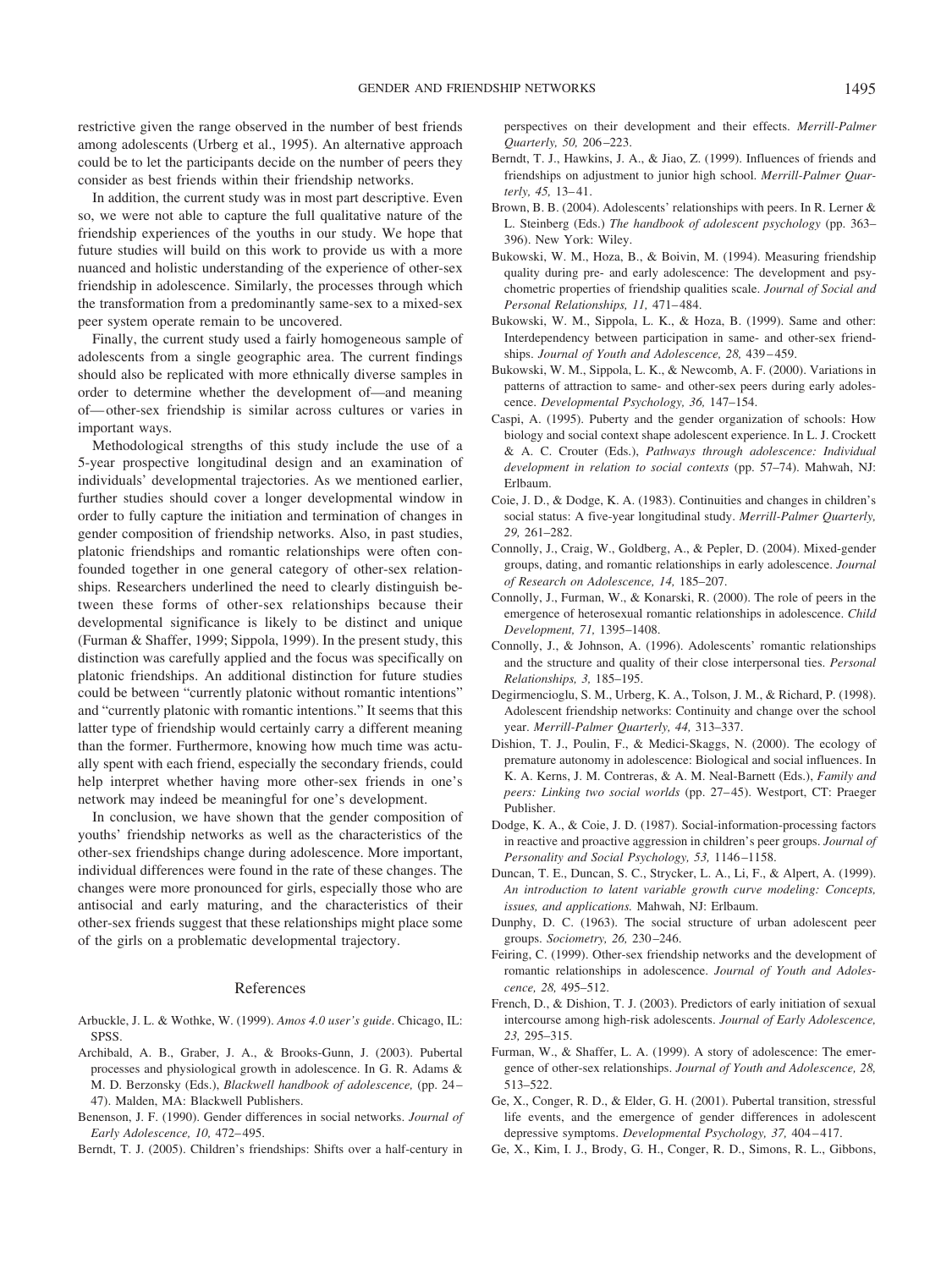restrictive given the range observed in the number of best friends among adolescents (Urberg et al., 1995). An alternative approach could be to let the participants decide on the number of peers they consider as best friends within their friendship networks.

In addition, the current study was in most part descriptive. Even so, we were not able to capture the full qualitative nature of the friendship experiences of the youths in our study. We hope that future studies will build on this work to provide us with a more nuanced and holistic understanding of the experience of other-sex friendship in adolescence. Similarly, the processes through which the transformation from a predominantly same-sex to a mixed-sex peer system operate remain to be uncovered.

Finally, the current study used a fairly homogeneous sample of adolescents from a single geographic area. The current findings should also be replicated with more ethnically diverse samples in order to determine whether the development of—and meaning of—other-sex friendship is similar across cultures or varies in important ways.

Methodological strengths of this study include the use of a 5-year prospective longitudinal design and an examination of individuals' developmental trajectories. As we mentioned earlier, further studies should cover a longer developmental window in order to fully capture the initiation and termination of changes in gender composition of friendship networks. Also, in past studies, platonic friendships and romantic relationships were often confounded together in one general category of other-sex relationships. Researchers underlined the need to clearly distinguish between these forms of other-sex relationships because their developmental significance is likely to be distinct and unique (Furman & Shaffer, 1999; Sippola, 1999). In the present study, this distinction was carefully applied and the focus was specifically on platonic friendships. An additional distinction for future studies could be between "currently platonic without romantic intentions" and "currently platonic with romantic intentions." It seems that this latter type of friendship would certainly carry a different meaning than the former. Furthermore, knowing how much time was actually spent with each friend, especially the secondary friends, could help interpret whether having more other-sex friends in one's network may indeed be meaningful for one's development.

In conclusion, we have shown that the gender composition of youths' friendship networks as well as the characteristics of the other-sex friendships change during adolescence. More important, individual differences were found in the rate of these changes. The changes were more pronounced for girls, especially those who are antisocial and early maturing, and the characteristics of their other-sex friends suggest that these relationships might place some of the girls on a problematic developmental trajectory.

## References

Arbuckle, J. L. & Wothke, W. (1999). *Amos 4.0 user's guide*. Chicago, IL: SPSS.

Archibald, A. B., Graber, J. A., & Brooks-Gunn, J. (2003). Pubertal processes and physiological growth in adolescence. In G. R. Adams & M. D. Berzonsky (Eds.), *Blackwell handbook of adolescence,* (pp. 24–47). Malden, MA: Blackwell Publishers.

Benenson, J. F. (1990). Gender differences in social networks. *Journal of Early Adolescence, 10,* 472–495.

Berndt, T. J. (2005). Children's friendships: Shifts over a half-century in perspectives on their development and their effects. *Merrill-Palmer Quarterly, 50,* 206–223.

Berndt, T. J., Hawkins, J. A., & Jiao, Z. (1999). Influences of friends and friendships on adjustment to junior high school. *Merrill-Palmer Quarterly, 45,* 13–41.

Brown, B. B. (2004). Adolescents' relationships with peers. In R. Lerner & L. Steinberg (Eds.) *The handbook of adolescent psychology* (pp. 363–396). New York: Wiley.

Bukowski, W. M., Hoza, B., & Boivin, M. (1994). Measuring friendship quality during pre- and early adolescence: The development and psychometric properties of friendship qualities scale. *Journal of Social and Personal Relationships, 11,* 471–484.

Bukowski, W. M., Sippola, L. K., & Hoza, B. (1999). Same and other: Interdependency between participation in same- and other-sex friendships. *Journal of Youth and Adolescence, 28,* 439–459.

Bukowski, W. M., Sippola, L. K., & Newcomb, A. F. (2000). Variations in patterns of attraction to same- and other-sex peers during early adolescence. *Developmental Psychology, 36,* 147–154.

Caspi, A. (1995). Puberty and the gender organization of schools: How biology and social context shape adolescent experience. In L. J. Crockett & A. C. Crouter (Eds.), *Pathways through adolescence: Individual development in relation to social contexts* (pp. 57–74). Mahwah, NJ: Erlbaum.

Coie, J. D., & Dodge, K. A. (1983). Continuities and changes in children's social status: A five-year longitudinal study. *Merrill-Palmer Quarterly, 29,* 261–282.

Connolly, J., Craig, W., Goldberg, A., & Pepler, D. (2004). Mixed-gender groups, dating, and romantic relationships in early adolescence. *Journal of Research on Adolescence, 14,* 185–207.

Connolly, J., Furman, W., & Konarski, R. (2000). The role of peers in the emergence of heterosexual romantic relationships in adolescence. *Child Development, 71,* 1395–1408.

Connolly, J., & Johnson, A. (1996). Adolescents' romantic relationships and the structure and quality of their close interpersonal ties. *Personal Relationships, 3,* 185–195.

Degirmencioglu, S. M., Urberg, K. A., Tolson, J. M., & Richard, P. (1998). Adolescent friendship networks: Continuity and change over the school year. *Merrill-Palmer Quarterly, 44,* 313–337.

Dishion, T. J., Poulin, F., & Medici-Skaggs, N. (2000). The ecology of premature autonomy in adolescence: Biological and social influences. In K. A. Kerns, J. M. Contreras, & A. M. Neal-Barnett (Eds.), *Family and peers: Linking two social worlds* (pp. 27–45). Westport, CT: Praeger Publisher.

Dodge, K. A., & Coie, J. D. (1987). Social-information-processing factors in reactive and proactive aggression in children's peer groups. *Journal of Personality and Social Psychology, 53,* 1146–1158.

Duncan, T. E., Duncan, S. C., Strycker, L. A., Li, F., & Alpert, A. (1999). *An introduction to latent variable growth curve modeling: Concepts, issues, and applications.* Mahwah, NJ: Erlbaum.

Dunphy, D. C. (1963). The social structure of urban adolescent peer groups. *Sociometry, 26,* 230–246.

Feiring, C. (1999). Other-sex friendship networks and the development of romantic relationships in adolescence. *Journal of Youth and Adolescence, 28,* 495–512.

French, D., & Dishion, T. J. (2003). Predictors of early initiation of sexual intercourse among high-risk adolescents. *Journal of Early Adolescence, 23,* 295–315.

Furman, W., & Shaffer, L. A. (1999). A story of adolescence: The emergence of other-sex relationships. *Journal of Youth and Adolescence, 28,* 513–522.

Ge, X., Conger, R. D., & Elder, G. H. (2001). Pubertal transition, stressful life events, and the emergence of gender differences in adolescent depressive symptoms. *Developmental Psychology, 37,* 404–417.

Ge, X., Kim, I. J., Brody, G. H., Conger, R. D., Simons, R. L., Gibbons,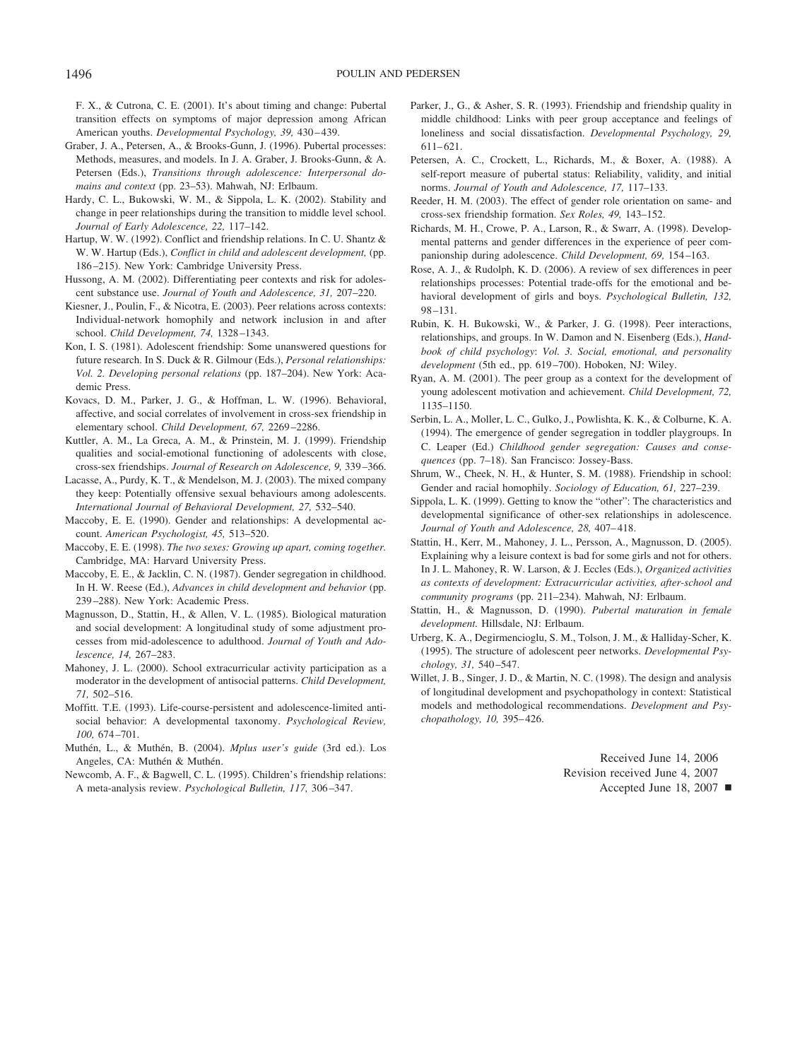F. X., & Cutrona, C. E. (2001). It's about timing and change: Pubertal transition effects on symptoms of major depression among African American youths. *Developmental Psychology, 39,* 430–439.

Graber, J. A., Petersen, A., & Brooks-Gunn, J. (1996). Pubertal processes: Methods, measures, and models. In J. A. Graber, J. Brooks-Gunn, & A. Petersen (Eds.), *Transitions through adolescence: Interpersonal domains and context* (pp. 23–53). Mahwah, NJ: Erlbaum.

Hardy, C. L., Bukowski, W. M., & Sippola, L. K. (2002). Stability and change in peer relationships during the transition to middle level school. *Journal of Early Adolescence, 22,* 117–142.

Hartup, W. W. (1992). Conflict and friendship relations. In C. U. Shantz & W. W. Hartup (Eds.), *Conflict in child and adolescent development,* (pp. 186–215). New York: Cambridge University Press.

Hussong, A. M. (2002). Differentiating peer contexts and risk for adolescent substance use. *Journal of Youth and Adolescence, 31,* 207–220.

Kiesner, J., Poulin, F., & Nicotra, E. (2003). Peer relations across contexts: Individual-network homophily and network inclusion in and after school. *Child Development, 74,* 1328–1343.

Kon, I. S. (1981). Adolescent friendship: Some unanswered questions for future research. In S. Duck & R. Gilmour (Eds.), *Personal relationships: Vol. 2. Developing personal relations* (pp. 187–204). New York: Academic Press.

Kovacs, D. M., Parker, J. G., & Hoffman, L. W. (1996). Behavioral, affective, and social correlates of involvement in cross-sex friendship in elementary school. *Child Development, 67,* 2269–2286.

Kuttler, A. M., La Greca, A. M., & Prinstein, M. J. (1999). Friendship qualities and social-emotional functioning of adolescents with close, cross-sex friendships. *Journal of Research on Adolescence, 9,* 339–366.

Lacasse, A., Purdy, K. T., & Mendelson, M. J. (2003). The mixed company they keep: Potentially offensive sexual behaviours among adolescents. *International Journal of Behavioral Development, 27,* 532–540.

Maccoby, E. E. (1990). Gender and relationships: A developmental account. *American Psychologist, 45,* 513–520.

Maccoby, E. E. (1998). *The two sexes: Growing up apart, coming together.* Cambridge, MA: Harvard University Press.

Maccoby, E. E., & Jacklin, C. N. (1987). Gender segregation in childhood. In H. W. Reese (Ed.), *Advances in child development and behavior* (pp. 239–288). New York: Academic Press.

Magnusson, D., Stattin, H., & Allen, V. L. (1985). Biological maturation and social development: A longitudinal study of some adjustment processes from mid-adolescence to adulthood. *Journal of Youth and Adolescence, 14,* 267–283.

Mahoney, J. L. (2000). School extracurricular activity participation as a moderator in the development of antisocial patterns. *Child Development, 71,* 502–516.

Moffitt. T.E. (1993). Life-course-persistent and adolescence-limited antisocial behavior: A developmental taxonomy. *Psychological Review, 100,* 674–701.

Muthén, L., & Muthén, B. (2004). *Mplus user's guide* (3rd ed.). Los Angeles, CA: Muthén & Muthén.

Newcomb, A. F., & Bagwell, C. L. (1995). Children's friendship relations: A meta-analysis review. *Psychological Bulletin, 117,* 306–347.

Parker, J., G., & Asher, S. R. (1993). Friendship and friendship quality in middle childhood: Links with peer group acceptance and feelings of loneliness and social dissatisfaction. *Developmental Psychology, 29,* 611–621.

Petersen, A. C., Crockett, L., Richards, M., & Boxer, A. (1988). A self-report measure of pubertal status: Reliability, validity, and initial norms. *Journal of Youth and Adolescence, 17,* 117–133.

Reeder, H. M. (2003). The effect of gender role orientation on same- and cross-sex friendship formation. *Sex Roles, 49,* 143–152.

Richards, M. H., Crowe, P. A., Larson, R., & Swarr, A. (1998). Developmental patterns and gender differences in the experience of peer companionship during adolescence. *Child Development, 69,* 154–163.

Rose, A. J., & Rudolph, K. D. (2006). A review of sex differences in peer relationships processes: Potential trade-offs for the emotional and behavioral development of girls and boys. *Psychological Bulletin, 132,* 98–131.

Rubin, K. H. Bukowski, W., & Parker, J. G. (1998). Peer interactions, relationships, and groups. In W. Damon and N. Eisenberg (Eds.), *Handbook of child psychology*: *Vol. 3. Social, emotional, and personality development* (5th ed., pp. 619–700). Hoboken, NJ: Wiley.

Ryan, A. M. (2001). The peer group as a context for the development of young adolescent motivation and achievement. *Child Development, 72,* 1135–1150.

Serbin, L. A., Moller, L. C., Gulko, J., Powlishta, K. K., & Colburne, K. A. (1994). The emergence of gender segregation in toddler playgroups. In C. Leaper (Ed.) *Childhood gender segregation: Causes and consequences* (pp. 7–18). San Francisco: Jossey-Bass.

Shrum, W., Cheek, N. H., & Hunter, S. M. (1988). Friendship in school: Gender and racial homophily. *Sociology of Education, 61,* 227–239.

Sippola, L. K. (1999). Getting to know the "other": The characteristics and developmental significance of other-sex relationships in adolescence. *Journal of Youth and Adolescence, 28,* 407–418.

Stattin, H., Kerr, M., Mahoney, J. L., Persson, A., Magnusson, D. (2005). Explaining why a leisure context is bad for some girls and not for others. In J. L. Mahoney, R. W. Larson, & J. Eccles (Eds.), *Organized activities as contexts of development: Extracurricular activities, after-school and community programs* (pp. 211–234). Mahwah, NJ: Erlbaum.

Stattin, H., & Magnusson, D. (1990). *Pubertal maturation in female development.* Hillsdale, NJ: Erlbaum.

Urberg, K. A., Degirmencioglu, S. M., Tolson, J. M., & Halliday-Scher, K. (1995). The structure of adolescent peer networks. *Developmental Psychology, 31,* 540–547.

Willet, J. B., Singer, J. D., & Martin, N. C. (1998). The design and analysis of longitudinal development and psychopathology in context: Statistical models and methodological recommendations. *Development and Psychopathology, 10,* 395–426.

Received June 14, 2006
Revision received June 4, 2007
Accepted June 18, 2007 ■